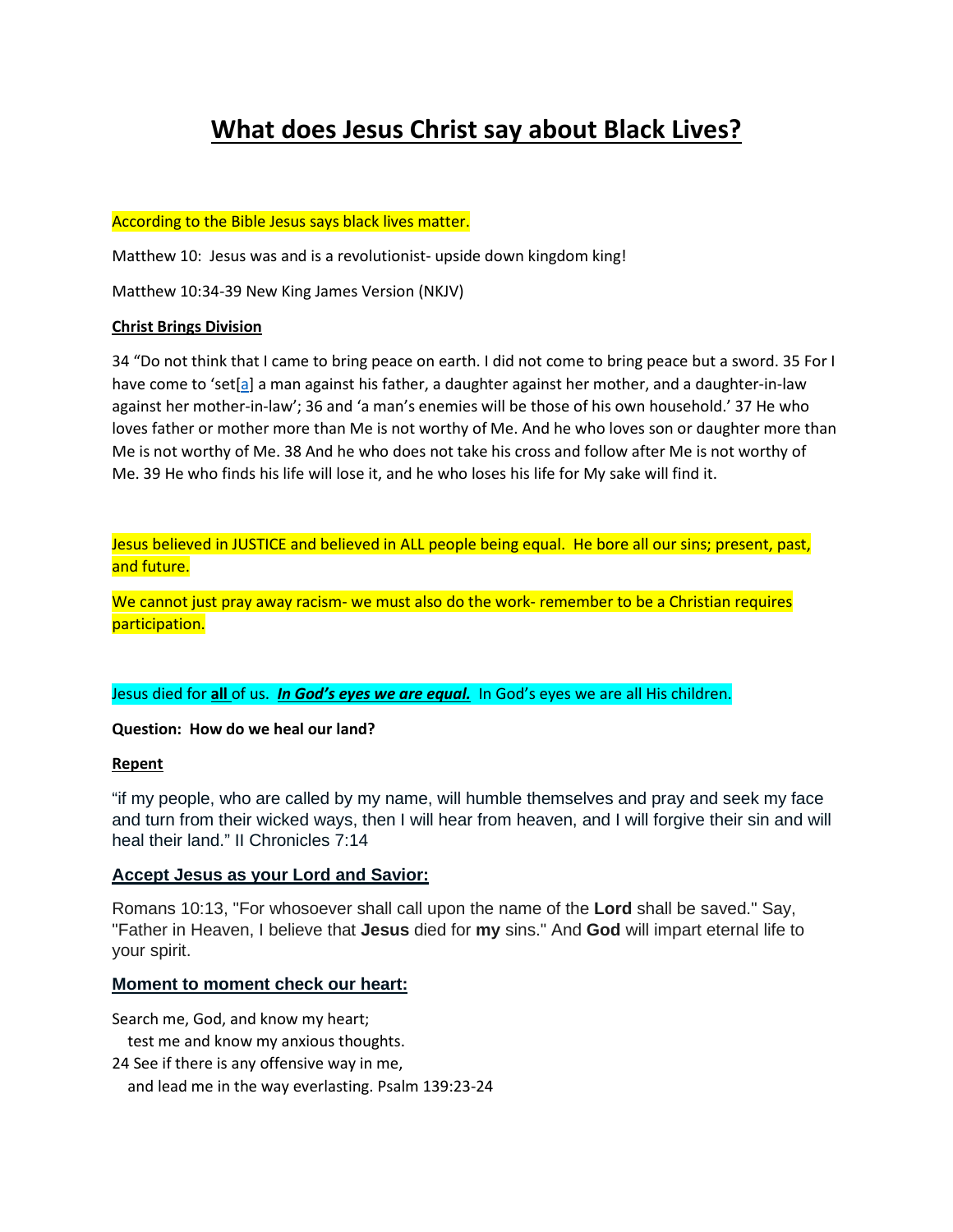# What does Jesus Christ say about Black Lives?

According to the Bible Jesus says black lives matter.

Matthew 10: Jesus was and is a revolutionist- upside down kingdom king!

Matthew 10:34-39 New King James Version (NKJV)

**Christ Brings Division**

34 "Do not think that I came to bring peace on earth. I did not come to bring peace but a sword. 35 For I have come to 'set[a] a man against his father, a daughter against her mother, and a daughter-in-law against her mother-in-law'; 36 and 'a man's enemies will be those of his own household.' 37 He who loves father or mother more than Me is not worthy of Me. And he who loves son or daughter more than Me is not worthy of Me. 38 And he who does not take his cross and follow after Me is not worthy of Me. 39 He who finds his life will lose it, and he who loses his life for My sake will find it.

Jesus believed in JUSTICE and believed in ALL people being equal. He bore all our sins; present, past, and future.

We cannot just pray away racism- we must also do the work- remember to be a Christian requires participation.

Jesus died for **all** of us. ***In God's eyes we are equal.*** In God's eyes we are all His children.

**Question: How do we heal our land?**

**Repent**

"if my people, who are called by my name, will humble themselves and pray and seek my face and turn from their wicked ways, then I will hear from heaven, and I will forgive their sin and will heal their land." II Chronicles 7:14

**Accept Jesus as your Lord and Savior:**

Romans 10:13, "For whosoever shall call upon the name of the **Lord** shall be saved." Say, "Father in Heaven, I believe that **Jesus** died for **my** sins." And **God** will impart eternal life to your spirit.

**Moment to moment check our heart:**

Search me, God, and know my heart;
test me and know my anxious thoughts.
24 See if there is any offensive way in me,
and lead me in the way everlasting. Psalm 139:23-24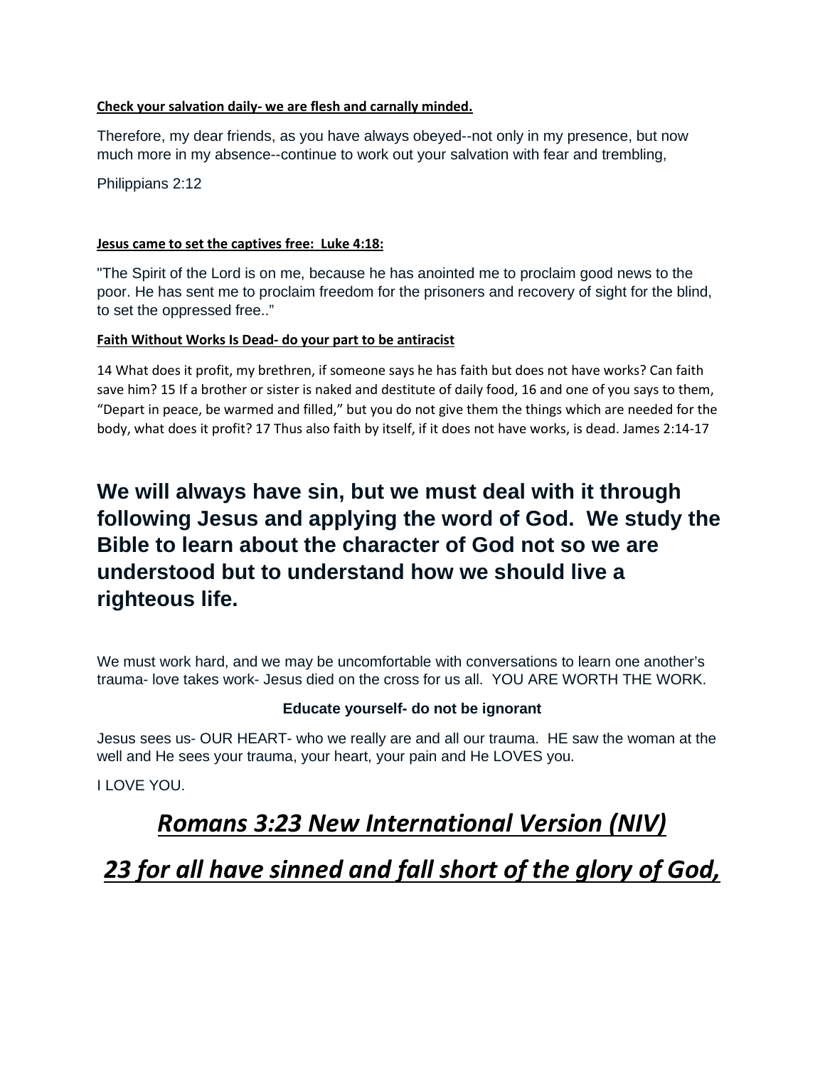**Check your salvation daily- we are flesh and carnally minded.**

Therefore, my dear friends, as you have always obeyed--not only in my presence, but now much more in my absence--continue to work out your salvation with fear and trembling,

Philippians 2:12

**Jesus came to set the captives free: Luke 4:18:**

"The Spirit of the Lord is on me, because he has anointed me to proclaim good news to the poor. He has sent me to proclaim freedom for the prisoners and recovery of sight for the blind, to set the oppressed free.."

**Faith Without Works Is Dead- do your part to be antiracist**

14 What does it profit, my brethren, if someone says he has faith but does not have works? Can faith save him? 15 If a brother or sister is naked and destitute of daily food, 16 and one of you says to them, "Depart in peace, be warmed and filled," but you do not give them the things which are needed for the body, what does it profit? 17 Thus also faith by itself, if it does not have works, is dead. James 2:14-17

## We will always have sin, but we must deal with it through following Jesus and applying the word of God. We study the Bible to learn about the character of God not so we are understood but to understand how we should live a righteous life.

We must work hard, and we may be uncomfortable with conversations to learn one another's trauma- love takes work- Jesus died on the cross for us all. YOU ARE WORTH THE WORK.

**Educate yourself- do not be ignorant**

Jesus sees us- OUR HEART- who we really are and all our trauma. HE saw the woman at the well and He sees your trauma, your heart, your pain and He LOVES you.

I LOVE YOU.

## *Romans 3:23 New International Version (NIV)*

## *23 for all have sinned and fall short of the glory of God,*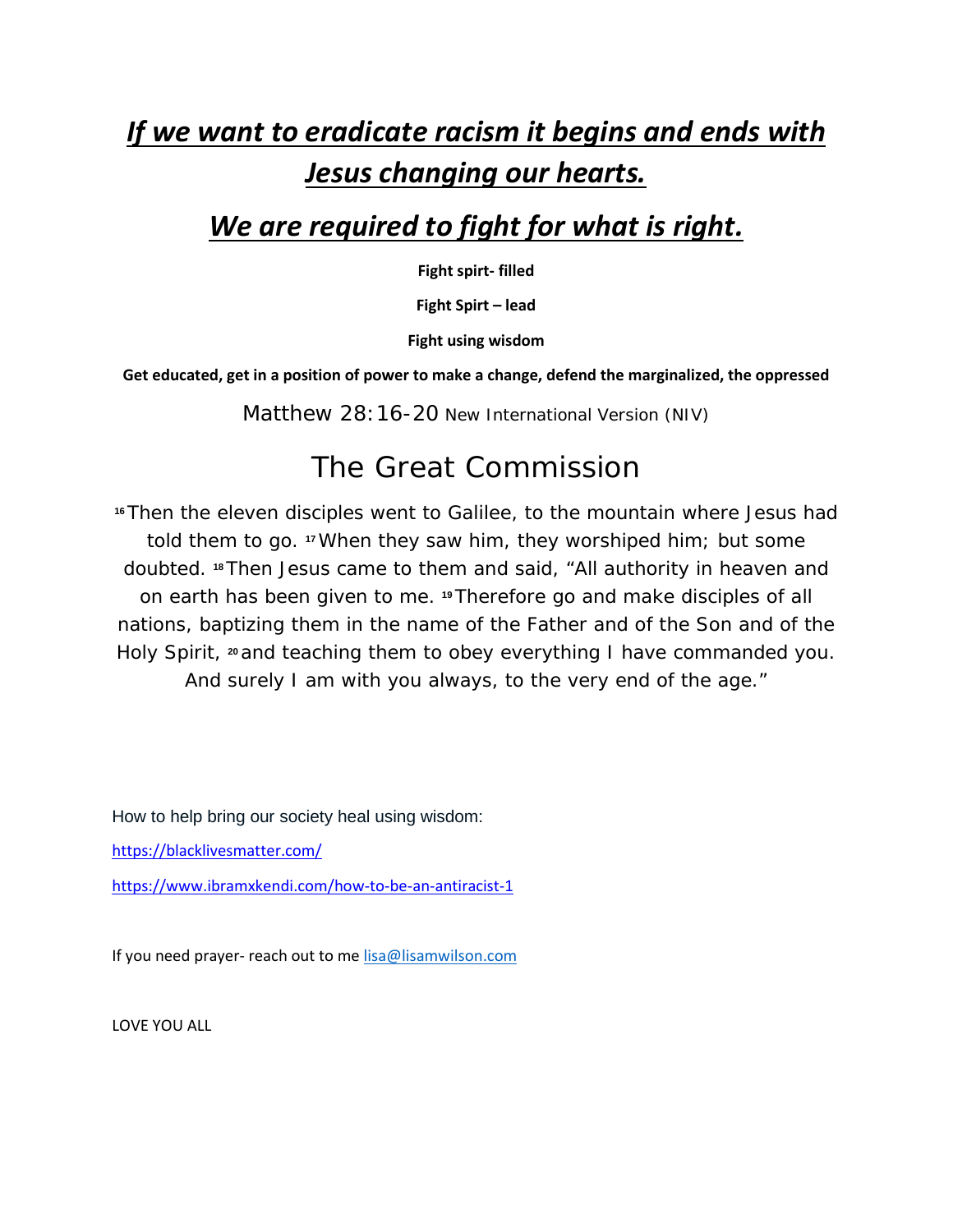# ***<u>If we want to eradicate racism it begins and ends with Jesus changing our hearts.</u>***

## ***<u>We are required to fight for what is right.</u>***

**Fight spirt- filled**

**Fight Spirt – lead**

**Fight using wisdom**

**Get educated, get in a position of power to make a change, defend the marginalized, the oppressed**

Matthew 28:16-20 New International Version (NIV)

## The Great Commission

[16] Then the eleven disciples went to Galilee, to the mountain where Jesus had told them to go. [17] When they saw him, they worshiped him; but some doubted. [18] Then Jesus came to them and said, "All authority in heaven and on earth has been given to me. [19] Therefore go and make disciples of all nations, baptizing them in the name of the Father and of the Son and of the Holy Spirit, [20] and teaching them to obey everything I have commanded you. And surely I am with you always, to the very end of the age."

How to help bring our society heal using wisdom:

https://blacklivesmatter.com/

https://www.ibramxkendi.com/how-to-be-an-antiracist-1

If you need prayer- reach out to me lisa@lisamwilson.com

LOVE YOU ALL